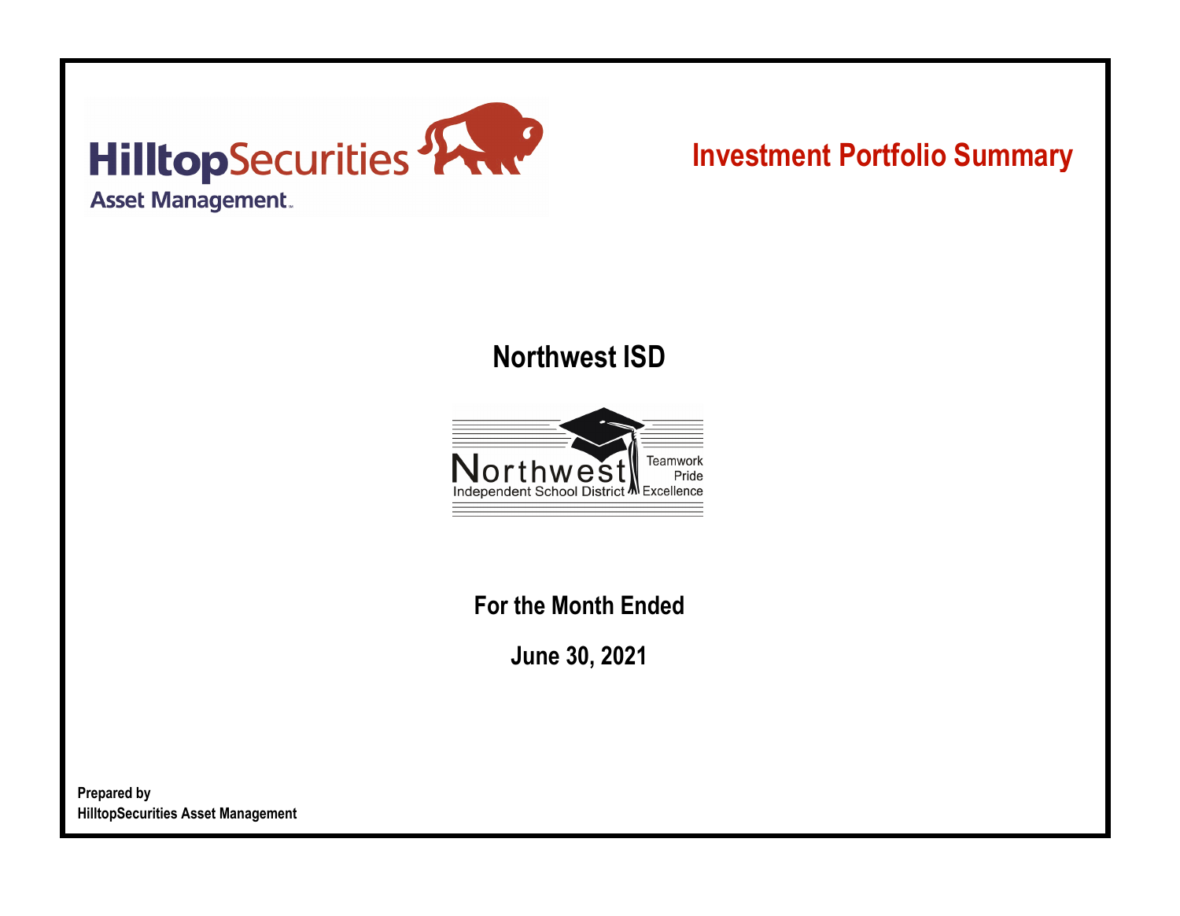HilltopSecurities
Asset Management

# Investment Portfolio Summary

## Northwest ISD

Northwest
Independent School District
Teamwork
Pride
Excellence

### For the Month Ended

### June 30, 2021

**Prepared by**
**HilltopSecurities Asset Management**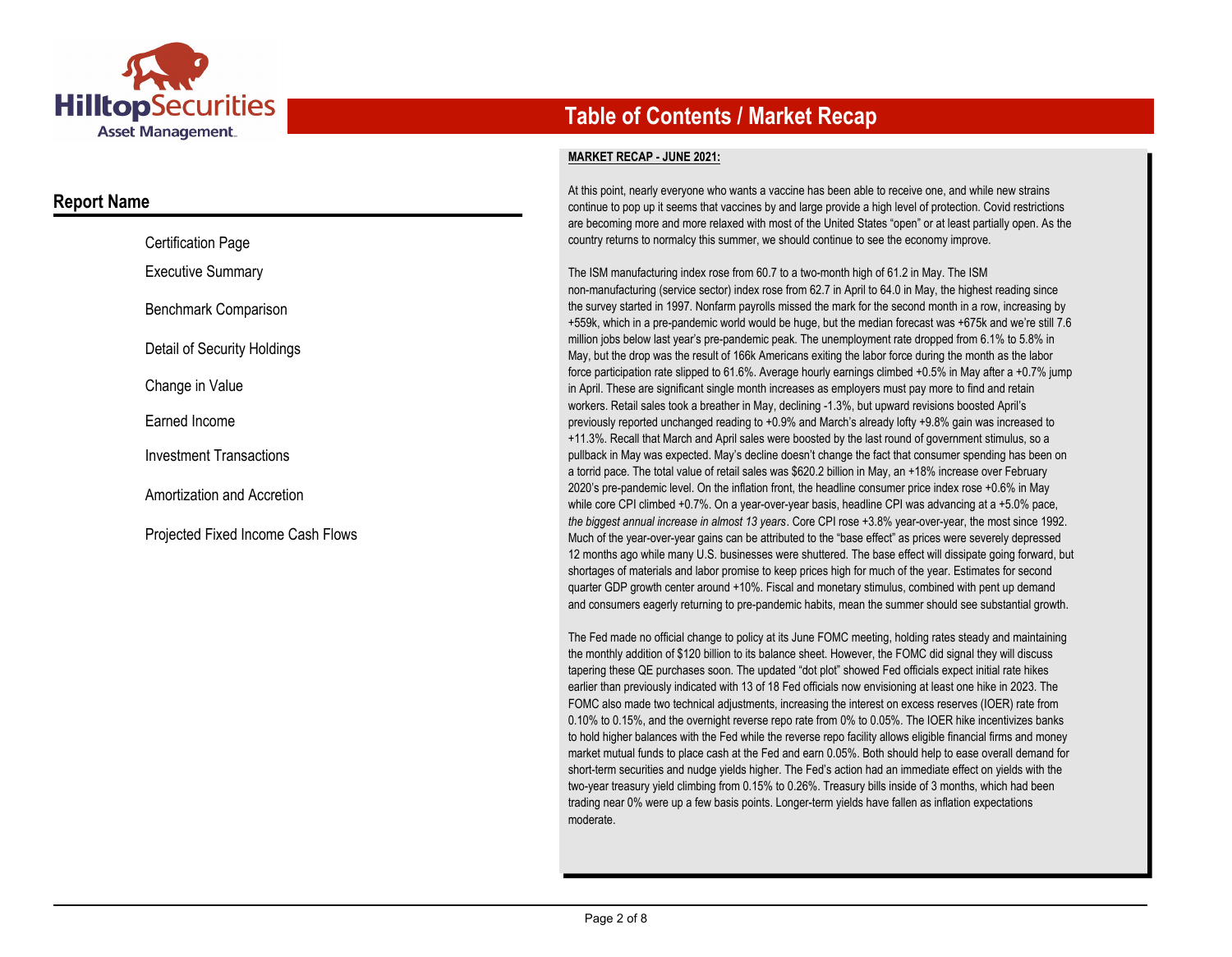# Table of Contents / Market Recap

## Report Name

- Certification Page
- Executive Summary
- Benchmark Comparison
- Detail of Security Holdings
- Change in Value
- Earned Income
- Investment Transactions
- Amortization and Accretion
- Projected Fixed Income Cash Flows

**MARKET RECAP - JUNE 2021:**

At this point, nearly everyone who wants a vaccine has been able to receive one, and while new strains continue to pop up it seems that vaccines by and large provide a high level of protection. Covid restrictions are becoming more and more relaxed with most of the United States "open" or at least partially open. As the country returns to normalcy this summer, we should continue to see the economy improve.

The ISM manufacturing index rose from 60.7 to a two-month high of 61.2 in May. The ISM non-manufacturing (service sector) index rose from 62.7 in April to 64.0 in May, the highest reading since the survey started in 1997. Nonfarm payrolls missed the mark for the second month in a row, increasing by +559k, which in a pre-pandemic world would be huge, but the median forecast was +675k and we're still 7.6 million jobs below last year's pre-pandemic peak. The unemployment rate dropped from 6.1% to 5.8% in May, but the drop was the result of 166k Americans exiting the labor force during the month as the labor force participation rate slipped to 61.6%. Average hourly earnings climbed +0.5% in May after a +0.7% jump in April. These are significant single month increases as employers must pay more to find and retain workers. Retail sales took a breather in May, declining -1.3%, but upward revisions boosted April's previously reported unchanged reading to +0.9% and March's already lofty +9.8% gain was increased to +11.3%. Recall that March and April sales were boosted by the last round of government stimulus, so a pullback in May was expected. May's decline doesn't change the fact that consumer spending has been on a torrid pace. The total value of retail sales was $620.2 billion in May, an +18% increase over February 2020's pre-pandemic level. On the inflation front, the headline consumer price index rose +0.6% in May while core CPI climbed +0.7%. On a year-over-year basis, headline CPI was advancing at a +5.0% pace, *the biggest annual increase in almost 13 years*. Core CPI rose +3.8% year-over-year, the most since 1992. Much of the year-over-year gains can be attributed to the "base effect" as prices were severely depressed 12 months ago while many U.S. businesses were shuttered. The base effect will dissipate going forward, but shortages of materials and labor promise to keep prices high for much of the year. Estimates for second quarter GDP growth center around +10%. Fiscal and monetary stimulus, combined with pent up demand and consumers eagerly returning to pre-pandemic habits, mean the summer should see substantial growth.

The Fed made no official change to policy at its June FOMC meeting, holding rates steady and maintaining the monthly addition of $120 billion to its balance sheet. However, the FOMC did signal they will discuss tapering these QE purchases soon. The updated "dot plot" showed Fed officials expect initial rate hikes earlier than previously indicated with 13 of 18 Fed officials now envisioning at least one hike in 2023. The FOMC also made two technical adjustments, increasing the interest on excess reserves (IOER) rate from 0.10% to 0.15%, and the overnight reverse repo rate from 0% to 0.05%. The IOER hike incentivizes banks to hold higher balances with the Fed while the reverse repo facility allows eligible financial firms and money market mutual funds to place cash at the Fed and earn 0.05%. Both should help to ease overall demand for short-term securities and nudge yields higher. The Fed's action had an immediate effect on yields with the two-year treasury yield climbing from 0.15% to 0.26%. Treasury bills inside of 3 months, which had been trading near 0% were up a few basis points. Longer-term yields have fallen as inflation expectations moderate.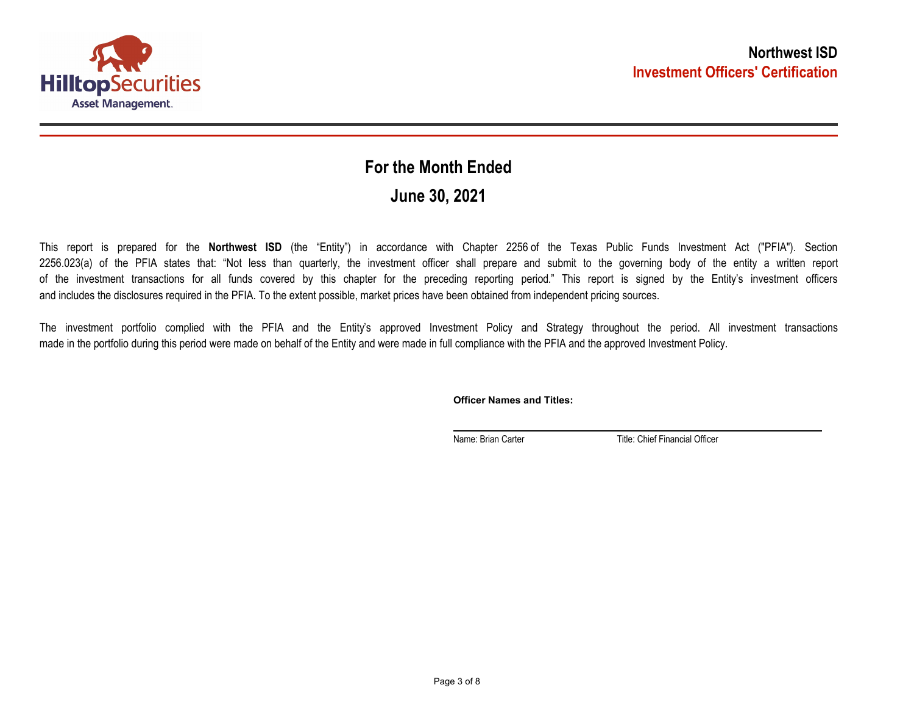Hilltop Securities Asset Management

**Northwest ISD**

**Investment Officers' Certification**

## For the Month Ended

## June 30, 2021

This report is prepared for the **Northwest ISD** (the "Entity") in accordance with Chapter 2256 of the Texas Public Funds Investment Act ("PFIA"). Section 2256.023(a) of the PFIA states that: "Not less than quarterly, the investment officer shall prepare and submit to the governing body of the entity a written report of the investment transactions for all funds covered by this chapter for the preceding reporting period." This report is signed by the Entity's investment officers and includes the disclosures required in the PFIA. To the extent possible, market prices have been obtained from independent pricing sources.

The investment portfolio complied with the PFIA and the Entity's approved Investment Policy and Strategy throughout the period. All investment transactions made in the portfolio during this period were made on behalf of the Entity and were made in full compliance with the PFIA and the approved Investment Policy.

**Officer Names and Titles:**

Name: Brian Carter Title: Chief Financial Officer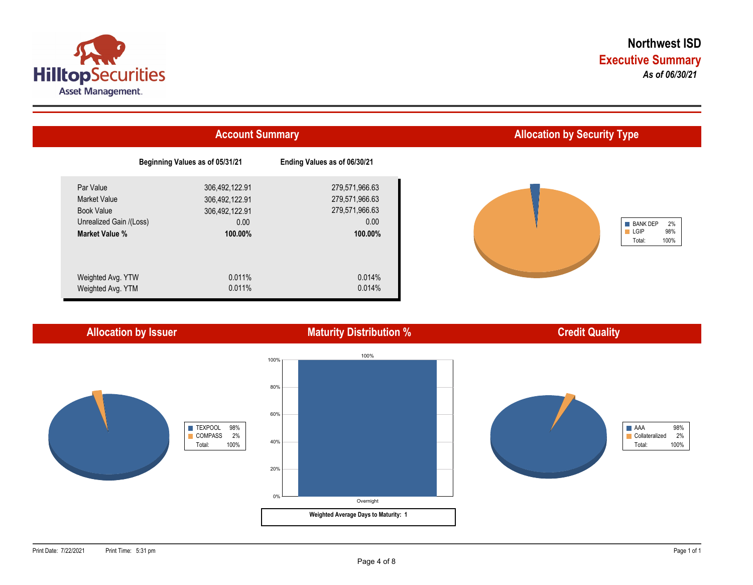# Northwest ISD

## Executive Summary

*As of 06/30/21*

## Account Summary

| | Beginning Values as of 05/31/21 | Ending Values as of 06/30/21 |
|---|---|---|
| Par Value | 306,492,122.91 | 279,571,966.63 |
| Market Value | 306,492,122.91 | 279,571,966.63 |
| Book Value | 306,492,122.91 | 279,571,966.63 |
| Unrealized Gain /(Loss) | 0.00 | 0.00 |
| **Market Value %** | **100.00%** | **100.00%** |
| Weighted Avg. YTW | 0.011% | 0.014% |
| Weighted Avg. YTM | 0.011% | 0.014% |

## Allocation by Security Type

| | |
|---|---|
| BANK DEP | 2% |
| LGIP | 98% |
| Total: | 100% |

## Allocation by Issuer

| | |
|---|---|
| TEXPOOL | 98% |
| COMPASS | 2% |
| Total: | 100% |

## Maturity Distribution %

| | |
|---|---|
| Overnight | 100% |

**Weighted Average Days to Maturity: 1**

## Credit Quality

| | |
|---|---|
| AAA | 98% |
| Collateralized | 2% |
| Total: | 100% |

Print Date: 7/22/2021 Print Time: 5:31 pm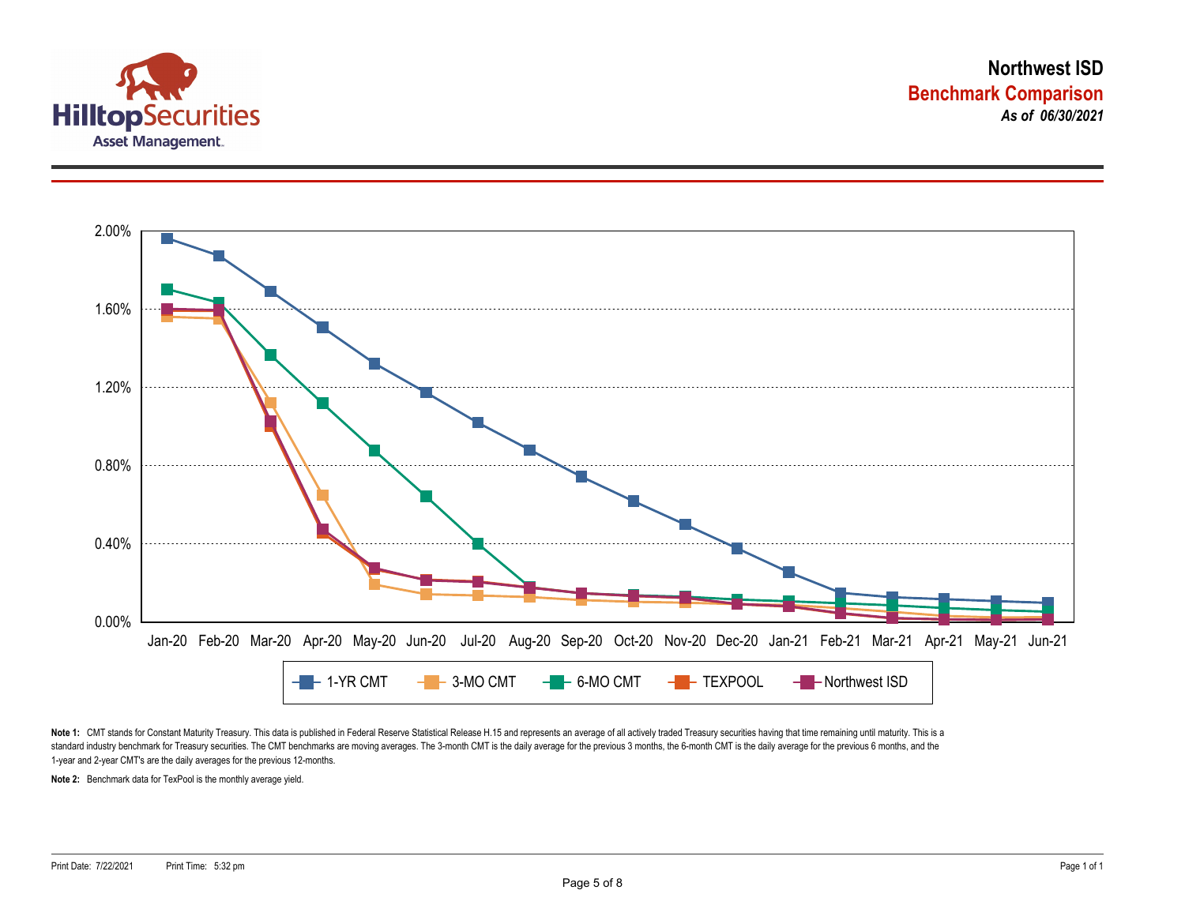HilltopSecurities
Asset Management

# Northwest ISD

## Benchmark Comparison

*As of 06/30/2021*

2.00%
1.60%
1.20%
0.80%
0.40%
0.00%

Jan-20 Feb-20 Mar-20 Apr-20 May-20 Jun-20 Jul-20 Aug-20 Sep-20 Oct-20 Nov-20 Dec-20 Jan-21 Feb-21 Mar-21 Apr-21 May-21 Jun-21

1-YR CMT
3-MO CMT
6-MO CMT
TEXPOOL
Northwest ISD

**Note 1:** CMT stands for Constant Maturity Treasury. This data is published in Federal Reserve Statistical Release H.15 and represents an average of all actively traded Treasury securities having that time remaining until maturity. This is a standard industry benchmark for Treasury securities. The CMT benchmarks are moving averages. The 3-month CMT is the daily average for the previous 3 months, the 6-month CMT is the daily average for the previous 6 months, and the 1-year and 2-year CMT's are the daily averages for the previous 12-months.

**Note 2:** Benchmark data for TexPool is the monthly average yield.

Print Date: 7/22/2021 Print Time: 5:32 pm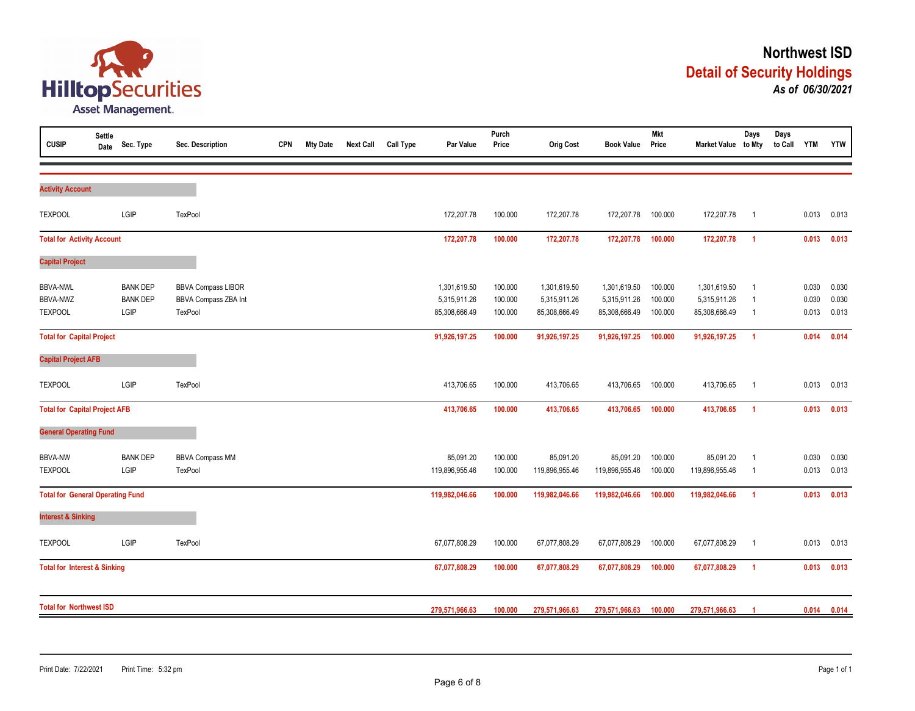# Northwest ISD

## Detail of Security Holdings

*As of 06/30/2021*

| CUSIP | Settle Date | Sec. Type | Sec. Description | CPN | Mty Date | Next Call | Call Type | Par Value | Purch Price | Orig Cost | Book Value | Mkt Price | Market Value | Days to Mty | Days to Call | YTM | YTW |
|---|---|---|---|---|---|---|---|---|---|---|---|---|---|---|---|---|---|
| **Activity Account** | | | | | | | | | | | | | | | | | |
| TEXPOOL | | LGIP | TexPool | | | | | 172,207.78 | 100.000 | 172,207.78 | 172,207.78 | 100.000 | 172,207.78 | 1 | | 0.013 | 0.013 |
| **Total for Activity Account** | | | | | | | | **172,207.78** | **100.000** | **172,207.78** | **172,207.78** | **100.000** | **172,207.78** | **1** | | **0.013** | **0.013** |
| **Capital Project** | | | | | | | | | | | | | | | | | |
| BBVA-NWL | | BANK DEP | BBVA Compass LIBOR | | | | | 1,301,619.50 | 100.000 | 1,301,619.50 | 1,301,619.50 | 100.000 | 1,301,619.50 | 1 | | 0.030 | 0.030 |
| BBVA-NWZ | | BANK DEP | BBVA Compass ZBA Int | | | | | 5,315,911.26 | 100.000 | 5,315,911.26 | 5,315,911.26 | 100.000 | 5,315,911.26 | 1 | | 0.030 | 0.030 |
| TEXPOOL | | LGIP | TexPool | | | | | 85,308,666.49 | 100.000 | 85,308,666.49 | 85,308,666.49 | 100.000 | 85,308,666.49 | 1 | | 0.013 | 0.013 |
| **Total for Capital Project** | | | | | | | | **91,926,197.25** | **100.000** | **91,926,197.25** | **91,926,197.25** | **100.000** | **91,926,197.25** | **1** | | **0.014** | **0.014** |
| **Capital Project AFB** | | | | | | | | | | | | | | | | | |
| TEXPOOL | | LGIP | TexPool | | | | | 413,706.65 | 100.000 | 413,706.65 | 413,706.65 | 100.000 | 413,706.65 | 1 | | 0.013 | 0.013 |
| **Total for Capital Project AFB** | | | | | | | | **413,706.65** | **100.000** | **413,706.65** | **413,706.65** | **100.000** | **413,706.65** | **1** | | **0.013** | **0.013** |
| **General Operating Fund** | | | | | | | | | | | | | | | | | |
| BBVA-NW | | BANK DEP | BBVA Compass MM | | | | | 85,091.20 | 100.000 | 85,091.20 | 85,091.20 | 100.000 | 85,091.20 | 1 | | 0.030 | 0.030 |
| TEXPOOL | | LGIP | TexPool | | | | | 119,896,955.46 | 100.000 | 119,896,955.46 | 119,896,955.46 | 100.000 | 119,896,955.46 | 1 | | 0.013 | 0.013 |
| **Total for General Operating Fund** | | | | | | | | **119,982,046.66** | **100.000** | **119,982,046.66** | **119,982,046.66** | **100.000** | **119,982,046.66** | **1** | | **0.013** | **0.013** |
| **Interest & Sinking** | | | | | | | | | | | | | | | | | |
| TEXPOOL | | LGIP | TexPool | | | | | 67,077,808.29 | 100.000 | 67,077,808.29 | 67,077,808.29 | 100.000 | 67,077,808.29 | 1 | | 0.013 | 0.013 |
| **Total for Interest & Sinking** | | | | | | | | **67,077,808.29** | **100.000** | **67,077,808.29** | **67,077,808.29** | **100.000** | **67,077,808.29** | **1** | | **0.013** | **0.013** |
| **Total for Northwest ISD** | | | | | | | | **279,571,966.63** | **100.000** | **279,571,966.63** | **279,571,966.63** | **100.000** | **279,571,966.63** | **1** | | **0.014** | **0.014** |

Print Date: 7/22/2021 Print Time: 5:32 pm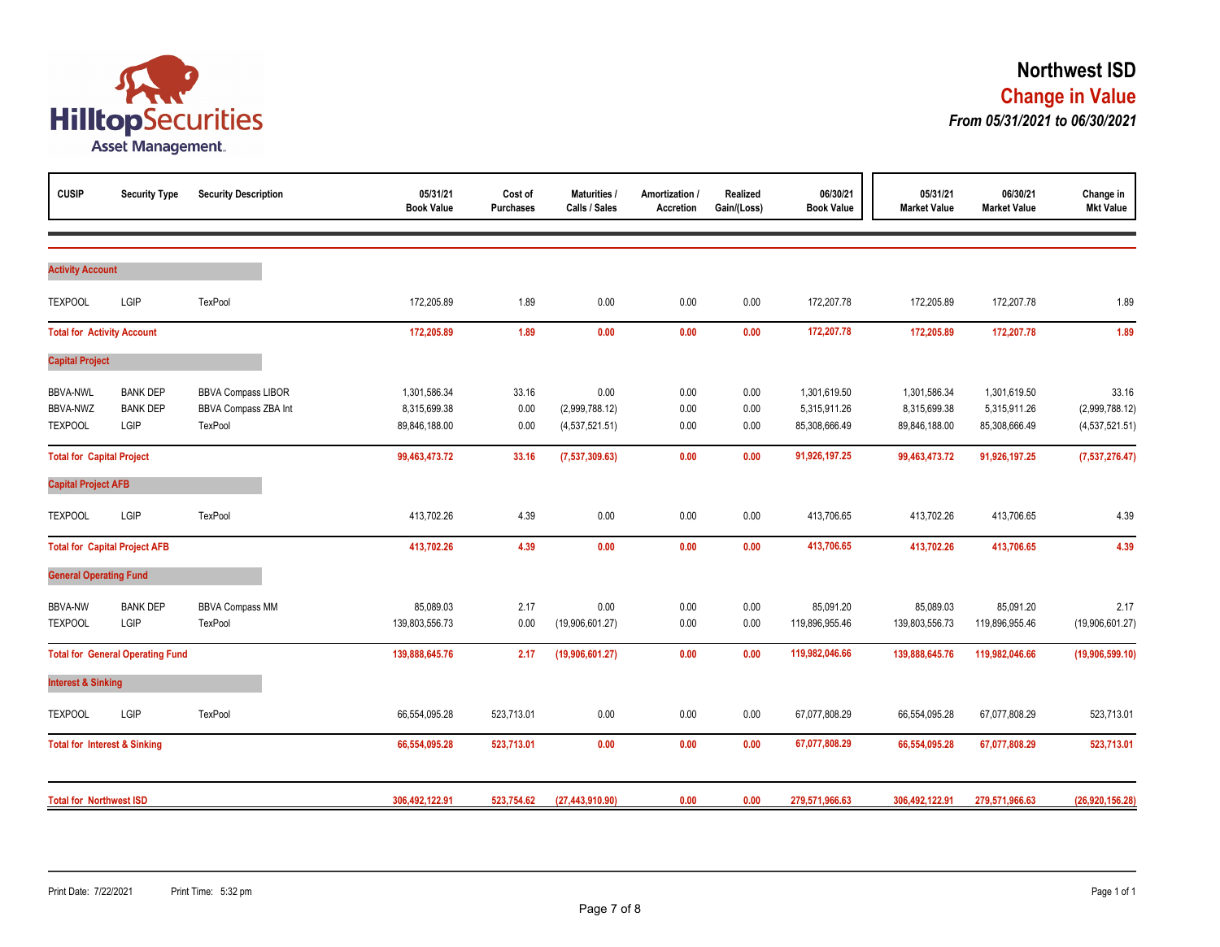Hilltop Securities Asset Management

# Northwest ISD

## Change in Value

### *From 05/31/2021 to 06/30/2021*

| CUSIP | Security Type | Security Description | 05/31/21 Book Value | Cost of Purchases | Maturities / Calls / Sales | Amortization / Accretion | Realized Gain/(Loss) | 06/30/21 Book Value | 05/31/21 Market Value | 06/30/21 Market Value | Change in Mkt Value |
|---|---|---|---|---|---|---|---|---|---|---|---|
| **Activity Account** | | | | | | | | | | | |
| TEXPOOL | LGIP | TexPool | 172,205.89 | 1.89 | 0.00 | 0.00 | 0.00 | 172,207.78 | 172,205.89 | 172,207.78 | 1.89 |
| **Total for Activity Account** | | | **172,205.89** | **1.89** | **0.00** | **0.00** | **0.00** | **172,207.78** | **172,205.89** | **172,207.78** | **1.89** |
| **Capital Project** | | | | | | | | | | | |
| BBVA-NWL | BANK DEP | BBVA Compass LIBOR | 1,301,586.34 | 33.16 | 0.00 | 0.00 | 0.00 | 1,301,619.50 | 1,301,586.34 | 1,301,619.50 | 33.16 |
| BBVA-NWZ | BANK DEP | BBVA Compass ZBA Int | 8,315,699.38 | 0.00 | (2,999,788.12) | 0.00 | 0.00 | 5,315,911.26 | 8,315,699.38 | 5,315,911.26 | (2,999,788.12) |
| TEXPOOL | LGIP | TexPool | 89,846,188.00 | 0.00 | (4,537,521.51) | 0.00 | 0.00 | 85,308,666.49 | 89,846,188.00 | 85,308,666.49 | (4,537,521.51) |
| **Total for Capital Project** | | | **99,463,473.72** | **33.16** | **(7,537,309.63)** | **0.00** | **0.00** | **91,926,197.25** | **99,463,473.72** | **91,926,197.25** | **(7,537,276.47)** |
| **Capital Project AFB** | | | | | | | | | | | |
| TEXPOOL | LGIP | TexPool | 413,702.26 | 4.39 | 0.00 | 0.00 | 0.00 | 413,706.65 | 413,702.26 | 413,706.65 | 4.39 |
| **Total for Capital Project AFB** | | | **413,702.26** | **4.39** | **0.00** | **0.00** | **0.00** | **413,706.65** | **413,702.26** | **413,706.65** | **4.39** |
| **General Operating Fund** | | | | | | | | | | | |
| BBVA-NW | BANK DEP | BBVA Compass MM | 85,089.03 | 2.17 | 0.00 | 0.00 | 0.00 | 85,091.20 | 85,089.03 | 85,091.20 | 2.17 |
| TEXPOOL | LGIP | TexPool | 139,803,556.73 | 0.00 | (19,906,601.27) | 0.00 | 0.00 | 119,896,955.46 | 139,803,556.73 | 119,896,955.46 | (19,906,601.27) |
| **Total for General Operating Fund** | | | **139,888,645.76** | **2.17** | **(19,906,601.27)** | **0.00** | **0.00** | **119,982,046.66** | **139,888,645.76** | **119,982,046.66** | **(19,906,599.10)** |
| **Interest & Sinking** | | | | | | | | | | | |
| TEXPOOL | LGIP | TexPool | 66,554,095.28 | 523,713.01 | 0.00 | 0.00 | 0.00 | 67,077,808.29 | 66,554,095.28 | 67,077,808.29 | 523,713.01 |
| **Total for Interest & Sinking** | | | **66,554,095.28** | **523,713.01** | **0.00** | **0.00** | **0.00** | **67,077,808.29** | **66,554,095.28** | **67,077,808.29** | **523,713.01** |
| **Total for Northwest ISD** | | | **306,492,122.91** | **523,754.62** | **(27,443,910.90)** | **0.00** | **0.00** | **279,571,966.63** | **306,492,122.91** | **279,571,966.63** | **(26,920,156.28)** |

Print Date: 7/22/2021 Print Time: 5:32 pm Page 1 of 1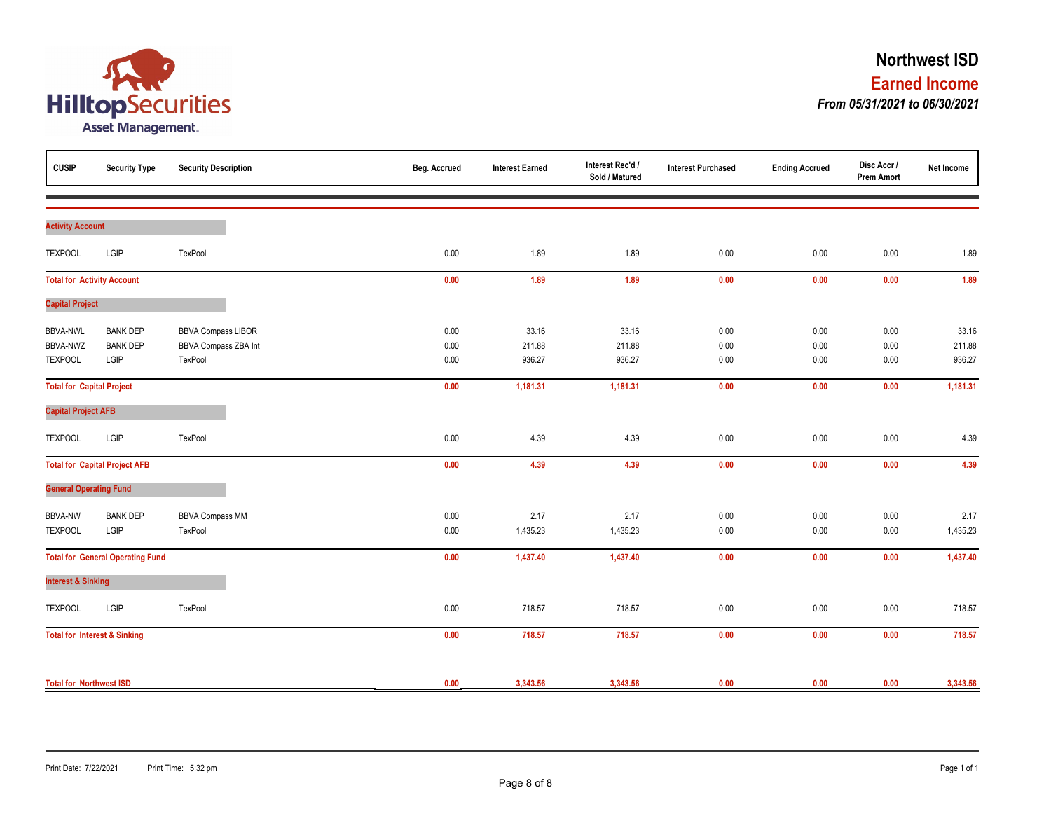# Northwest ISD

## Earned Income

***From 05/31/2021 to 06/30/2021***

| CUSIP | Security Type | Security Description | Beg. Accrued | Interest Earned | Interest Rec'd / Sold / Matured | Interest Purchased | Ending Accrued | Disc Accr / Prem Amort | Net Income |
|---|---|---|---|---|---|---|---|---|---|
| **Activity Account** | | | | | | | | | |
| TEXPOOL | LGIP | TexPool | 0.00 | 1.89 | 1.89 | 0.00 | 0.00 | 0.00 | 1.89 |
| **Total for Activity Account** | | | **0.00** | **1.89** | **1.89** | **0.00** | **0.00** | **0.00** | **1.89** |
| **Capital Project** | | | | | | | | | |
| BBVA-NWL | BANK DEP | BBVA Compass LIBOR | 0.00 | 33.16 | 33.16 | 0.00 | 0.00 | 0.00 | 33.16 |
| BBVA-NWZ | BANK DEP | BBVA Compass ZBA Int | 0.00 | 211.88 | 211.88 | 0.00 | 0.00 | 0.00 | 211.88 |
| TEXPOOL | LGIP | TexPool | 0.00 | 936.27 | 936.27 | 0.00 | 0.00 | 0.00 | 936.27 |
| **Total for Capital Project** | | | **0.00** | **1,181.31** | **1,181.31** | **0.00** | **0.00** | **0.00** | **1,181.31** |
| **Capital Project AFB** | | | | | | | | | |
| TEXPOOL | LGIP | TexPool | 0.00 | 4.39 | 4.39 | 0.00 | 0.00 | 0.00 | 4.39 |
| **Total for Capital Project AFB** | | | **0.00** | **4.39** | **4.39** | **0.00** | **0.00** | **0.00** | **4.39** |
| **General Operating Fund** | | | | | | | | | |
| BBVA-NW | BANK DEP | BBVA Compass MM | 0.00 | 2.17 | 2.17 | 0.00 | 0.00 | 0.00 | 2.17 |
| TEXPOOL | LGIP | TexPool | 0.00 | 1,435.23 | 1,435.23 | 0.00 | 0.00 | 0.00 | 1,435.23 |
| **Total for General Operating Fund** | | | **0.00** | **1,437.40** | **1,437.40** | **0.00** | **0.00** | **0.00** | **1,437.40** |
| **Interest & Sinking** | | | | | | | | | |
| TEXPOOL | LGIP | TexPool | 0.00 | 718.57 | 718.57 | 0.00 | 0.00 | 0.00 | 718.57 |
| **Total for Interest & Sinking** | | | **0.00** | **718.57** | **718.57** | **0.00** | **0.00** | **0.00** | **718.57** |
| **Total for Northwest ISD** | | | **0.00** | **3,343.56** | **3,343.56** | **0.00** | **0.00** | **0.00** | **3,343.56** |

Print Date: 7/22/2021 Print Time: 5:32 pm